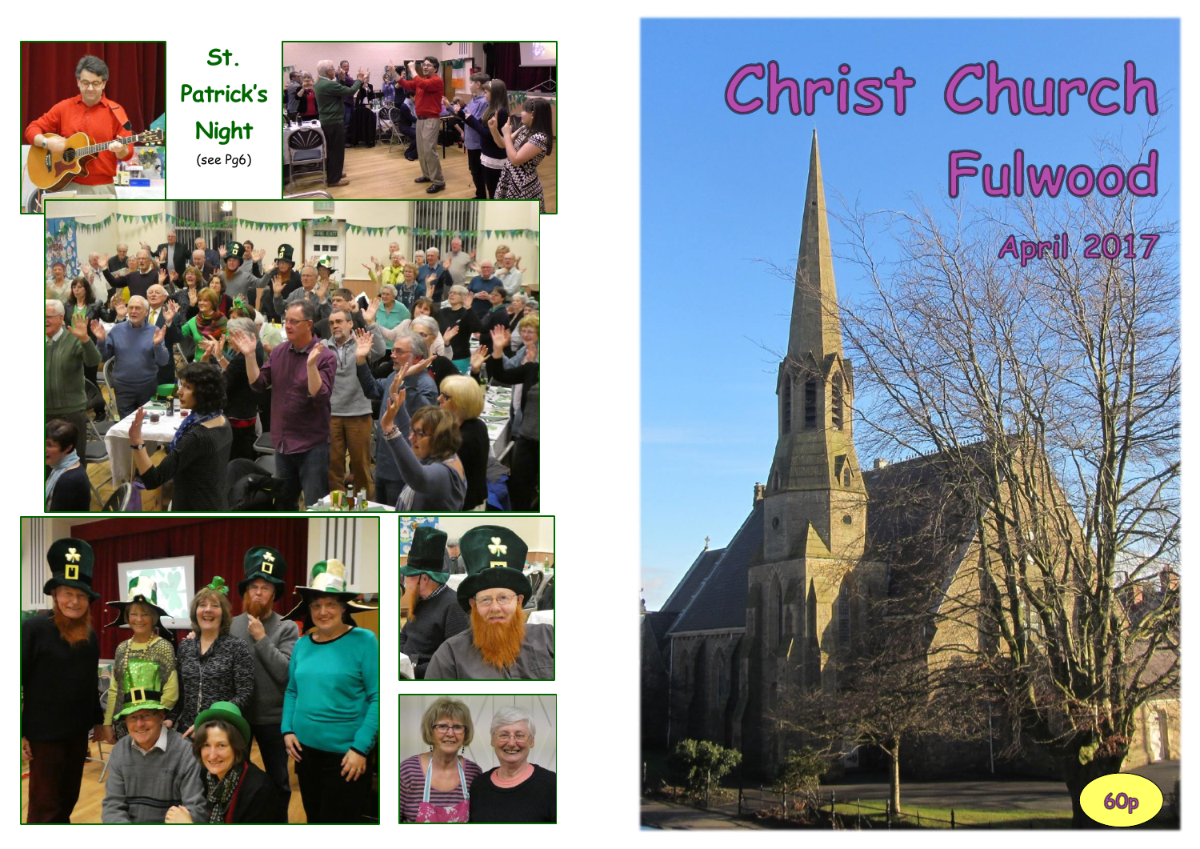St. Patrick's Night

(see Pg6)

# Christ Church Fulwood

April 2017

60p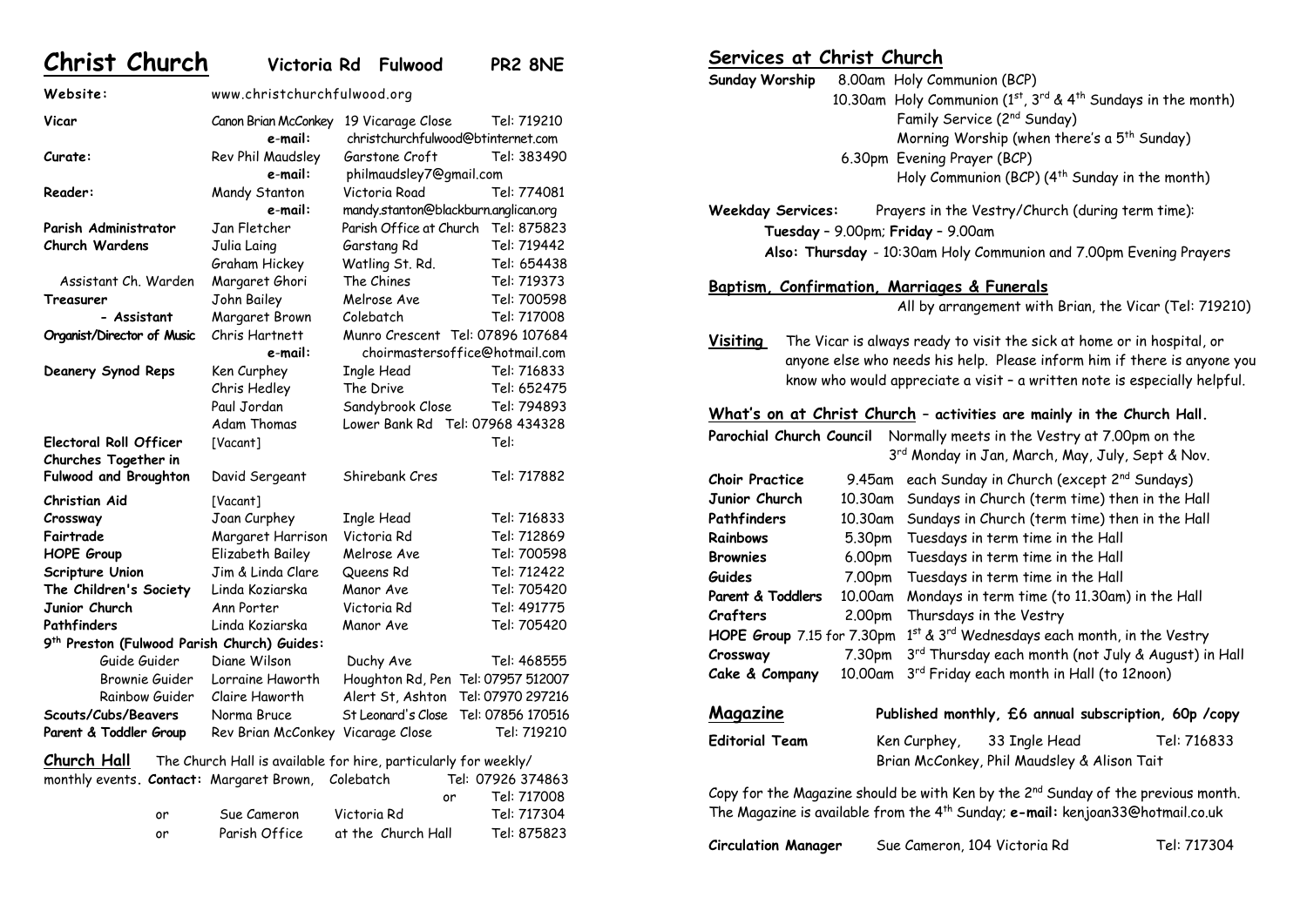# Christ Church Victoria Rd Fulwood PR2 8NE

| | | | |
|---|---|---|---|
| **Website:** | www.christchurchfulwood.org | | |
| **Vicar** | Canon Brian McConkey | 19 Vicarage Close | Tel: 719210 |
| | **e-mail:** | christchurchfulwood@btinternet.com | |
| **Curate:** | Rev Phil Maudsley | Garstone Croft | Tel: 383490 |
| | **e-mail:** | philmaudsley7@gmail.com | |
| **Reader:** | Mandy Stanton | Victoria Road | Tel: 774081 |
| | **e-mail:** | mandy.stanton@blackburn.anglican.org | |
| **Parish Administrator** | Jan Fletcher | Parish Office at Church | Tel: 875823 |
| **Church Wardens** | Julia Laing | Garstang Rd | Tel: 719442 |
| | Graham Hickey | Watling St. Rd. | Tel: 654438 |
| Assistant Ch. Warden | Margaret Ghori | The Chines | Tel: 719373 |
| **Treasurer** | John Bailey | Melrose Ave | Tel: 700598 |
| **- Assistant** | Margaret Brown | Colebatch | Tel: 717008 |
| **Organist/Director of Music** | Chris Hartnett | Munro Crescent | Tel: 07896 107684 |
| | **e-mail:** | choirmastersoffice@hotmail.com | |
| **Deanery Synod Reps** | Ken Curphey | Ingle Head | Tel: 716833 |
| | Chris Hedley | The Drive | Tel: 652475 |
| | Paul Jordan | Sandybrook Close | Tel: 794893 |
| | Adam Thomas | Lower Bank Rd | Tel: 07968 434328 |
| **Electoral Roll Officer** | [Vacant] | | Tel: |
| **Churches Together in Fulwood and Broughton** | David Sergeant | Shirebank Cres | Tel: 717882 |
| **Christian Aid** | [Vacant] | | |
| **Crossway** | Joan Curphey | Ingle Head | Tel: 716833 |
| **Fairtrade** | Margaret Harrison | Victoria Rd | Tel: 712869 |
| **HOPE Group** | Elizabeth Bailey | Melrose Ave | Tel: 700598 |
| **Scripture Union** | Jim & Linda Clare | Queens Rd | Tel: 712422 |
| **The Children's Society** | Linda Koziarska | Manor Ave | Tel: 705420 |
| **Junior Church** | Ann Porter | Victoria Rd | Tel: 491775 |
| **Pathfinders** | Linda Koziarska | Manor Ave | Tel: 705420 |
| **9th Preston (Fulwood Parish Church) Guides:** | | | |
| Guide Guider | Diane Wilson | Duchy Ave | Tel: 468555 |
| Brownie Guider | Lorraine Haworth | Houghton Rd, Pen | Tel: 07957 512007 |
| Rainbow Guider | Claire Haworth | Alert St, Ashton | Tel: 07970 297216 |
| **Scouts/Cubs/Beavers** | Norma Bruce | St Leonard's Close | Tel: 07856 170516 |
| **Parent & Toddler Group** | Rev Brian McConkey | Vicarage Close | Tel: 719210 |

**Church Hall** The Church Hall is available for hire, particularly for weekly/monthly events. **Contact:** Margaret Brown, Colebatch Tel: 07926 374863 or Tel: 717008

or Sue Cameron, Victoria Rd, Tel: 717304

or Parish Office at the Church Hall, Tel: 875823

## Services at Christ Church

**Sunday Worship**
- 8.00am Holy Communion (BCP)
- 10.30am Holy Communion (1st, 3rd & 4th Sundays in the month)
  - Family Service (2nd Sunday)
  - Morning Worship (when there's a 5th Sunday)
- 6.30pm Evening Prayer (BCP)
  - Holy Communion (BCP) (4th Sunday in the month)

**Weekday Services:** Prayers in the Vestry/Church (during term time):
**Tuesday** – 9.00pm; **Friday** – 9.00am
**Also: Thursday** - 10:30am Holy Communion and 7.00pm Evening Prayers

## Baptism, Confirmation, Marriages & Funerals

All by arrangement with Brian, the Vicar (Tel: 719210)

**Visiting** The Vicar is always ready to visit the sick at home or in hospital, or anyone else who needs his help. Please inform him if there is anyone you know who would appreciate a visit – a written note is especially helpful.

## What's on at Christ Church – activities are mainly in the Church Hall.

**Parochial Church Council** Normally meets in the Vestry at 7.00pm on the 3rd Monday in Jan, March, May, July, Sept & Nov.

| | | |
|---|---|---|
| **Choir Practice** | 9.45am | each Sunday in Church (except 2nd Sundays) |
| **Junior Church** | 10.30am | Sundays in Church (term time) then in the Hall |
| **Pathfinders** | 10.30am | Sundays in Church (term time) then in the Hall |
| **Rainbows** | 5.30pm | Tuesdays in term time in the Hall |
| **Brownies** | 6.00pm | Tuesdays in term time in the Hall |
| **Guides** | 7.00pm | Tuesdays in term time in the Hall |
| **Parent & Toddlers** | 10.00am | Mondays in term time (to 11.30am) in the Hall |
| **Crafters** | 2.00pm | Thursdays in the Vestry |
| **HOPE Group** | 7.15 for 7.30pm | 1st & 3rd Wednesdays each month, in the Vestry |
| **Crossway** | 7.30pm | 3rd Thursday each month (not July & August) in Hall |
| **Cake & Company** | 10.00am | 3rd Friday each month in Hall (to 12noon) |

## Magazine

**Published monthly, £6 annual subscription, 60p /copy**

**Editorial Team** Ken Curphey, 33 Ingle Head, Tel: 716833
Brian McConkey, Phil Maudsley & Alison Tait

Copy for the Magazine should be with Ken by the 2nd Sunday of the previous month. The Magazine is available from the 4th Sunday; **e-mail:** kenjoan33@hotmail.co.uk

**Circulation Manager** Sue Cameron, 104 Victoria Rd, Tel: 717304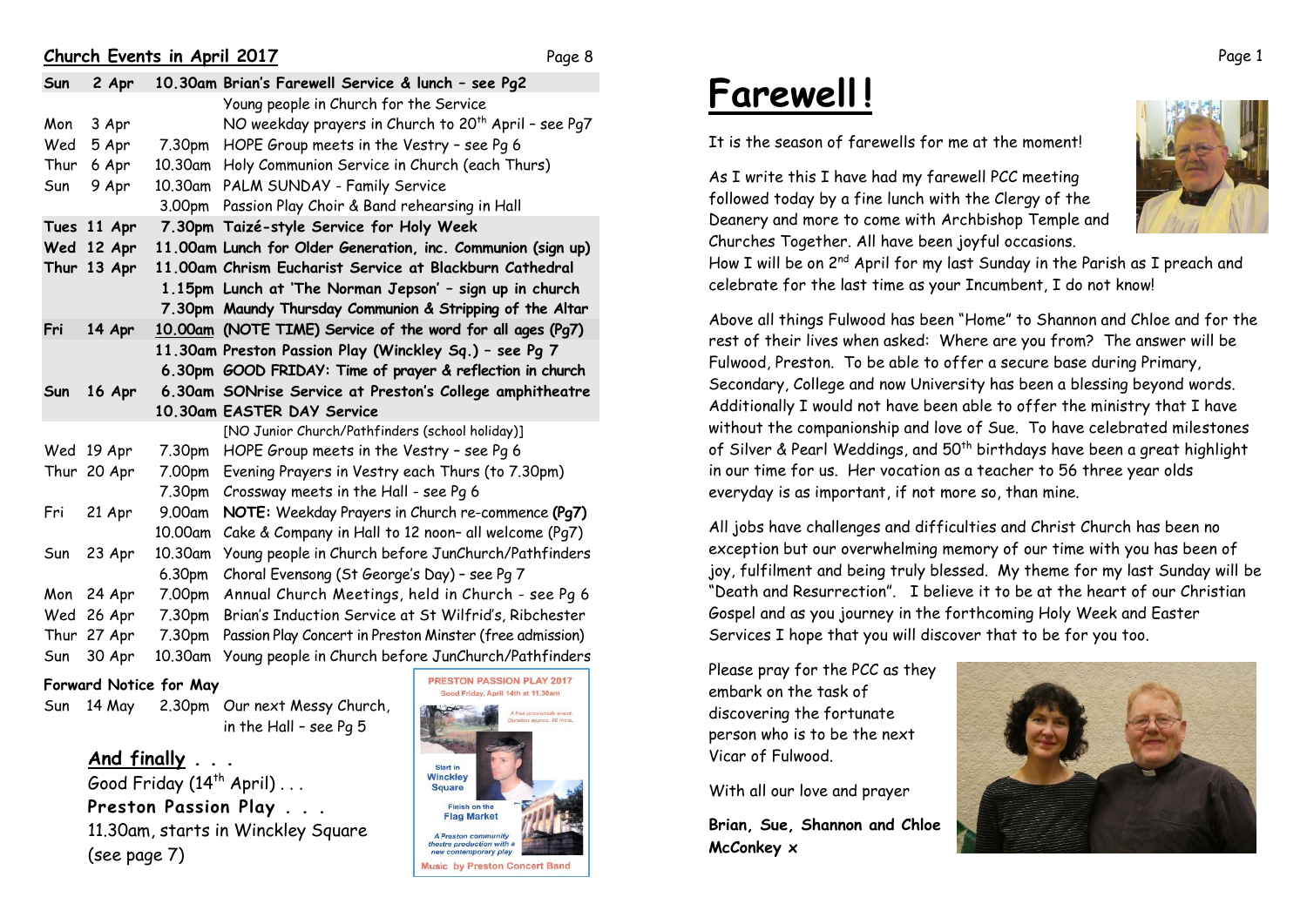## Church Events in April 2017

| | | | |
|---|---|---|---|
| **Sun** | **2 Apr** | **10.30am** | **Brian's Farewell Service & lunch – see Pg2** |
| | | | Young people in Church for the Service |
| Mon | 3 Apr | | NO weekday prayers in Church to 20th April – see Pg7 |
| Wed | 5 Apr | 7.30pm | HOPE Group meets in the Vestry – see Pg 6 |
| Thur | 6 Apr | 10.30am | Holy Communion Service in Church (each Thurs) |
| Sun | 9 Apr | 10.30am | PALM SUNDAY - Family Service |
| | | 3.00pm | Passion Play Choir & Band rehearsing in Hall |
| **Tues** | **11 Apr** | **7.30pm** | **Taizé-style Service for Holy Week** |
| **Wed** | **12 Apr** | **11.00am** | **Lunch for Older Generation, inc. Communion (sign up)** |
| **Thur** | **13 Apr** | **11.00am** | **Chrism Eucharist Service at Blackburn Cathedral** |
| | | **1.15pm** | **Lunch at 'The Norman Jepson' – sign up in church** |
| | | **7.30pm** | **Maundy Thursday Communion & Stripping of the Altar** |
| **Fri** | **14 Apr** | **10.00am** | **(NOTE TIME) Service of the word for all ages (Pg7)** |
| | | **11.30am** | **Preston Passion Play (Winckley Sq.) – see Pg 7** |
| | | **6.30pm** | **GOOD FRIDAY: Time of prayer & reflection in church** |
| **Sun** | **16 Apr** | **6.30am** | **SONrise Service at Preston's College amphitheatre** |
| | | **10.30am** | **EASTER DAY Service** |
| | | | [NO Junior Church/Pathfinders (school holiday)] |
| Wed | 19 Apr | 7.30pm | HOPE Group meets in the Vestry – see Pg 6 |
| Thur | 20 Apr | 7.00pm | Evening Prayers in Vestry each Thurs (to 7.30pm) |
| | | 7.30pm | Crossway meets in the Hall - see Pg 6 |
| Fri | 21 Apr | 9.00am | **NOTE:** Weekday Prayers in Church re-commence **(Pg7)** |
| | | 10.00am | Cake & Company in Hall to 12 noon– all welcome (Pg7) |
| Sun | 23 Apr | 10.30am | Young people in Church before JunChurch/Pathfinders |
| | | 6.30pm | Choral Evensong (St George's Day) – see Pg 7 |
| Mon | 24 Apr | 7.00pm | Annual Church Meetings, held in Church - see Pg 6 |
| Wed | 26 Apr | 7.30pm | Brian's Induction Service at St Wilfrid's, Ribchester |
| Thur | 27 Apr | 7.30pm | Passion Play Concert in Preston Minster (free admission) |
| Sun | 30 Apr | 10.30am | Young people in Church before JunChurch/Pathfinders |

**Forward Notice for May**

Sun 14 May 2.30pm Our next Messy Church, in the Hall – see Pg 5

**And finally . . .**

Good Friday (14th April) . . .

**Preston Passion Play . . .**

11.30am, starts in Winckley Square (see page 7)

PRESTON PASSION PLAY 2017
Good Friday, April 14th at 11.30am

A free promenade event. Duration approx. 90 mins.

Start in Winckley Square

Finish on the Flag Market

A Preston community theatre production with a new contemporary play

Music by Preston Concert Band

# Farewell!

It is the season of farewells for me at the moment!

As I write this I have had my farewell PCC meeting followed today by a fine lunch with the Clergy of the Deanery and more to come with Archbishop Temple and Churches Together. All have been joyful occasions. How I will be on 2nd April for my last Sunday in the Parish as I preach and celebrate for the last time as your Incumbent, I do not know!

Above all things Fulwood has been "Home" to Shannon and Chloe and for the rest of their lives when asked: Where are you from? The answer will be Fulwood, Preston. To be able to offer a secure base during Primary, Secondary, College and now University has been a blessing beyond words. Additionally I would not have been able to offer the ministry that I have without the companionship and love of Sue. To have celebrated milestones of Silver & Pearl Weddings, and 50th birthdays have been a great highlight in our time for us. Her vocation as a teacher to 56 three year olds everyday is as important, if not more so, than mine.

All jobs have challenges and difficulties and Christ Church has been no exception but our overwhelming memory of our time with you has been of joy, fulfilment and being truly blessed. My theme for my last Sunday will be "Death and Resurrection". I believe it to be at the heart of our Christian Gospel and as you journey in the forthcoming Holy Week and Easter Services I hope that you will discover that to be for you too.

Please pray for the PCC as they embark on the task of discovering the fortunate person who is to be the next Vicar of Fulwood.

With all our love and prayer

**Brian, Sue, Shannon and Chloe McConkey x**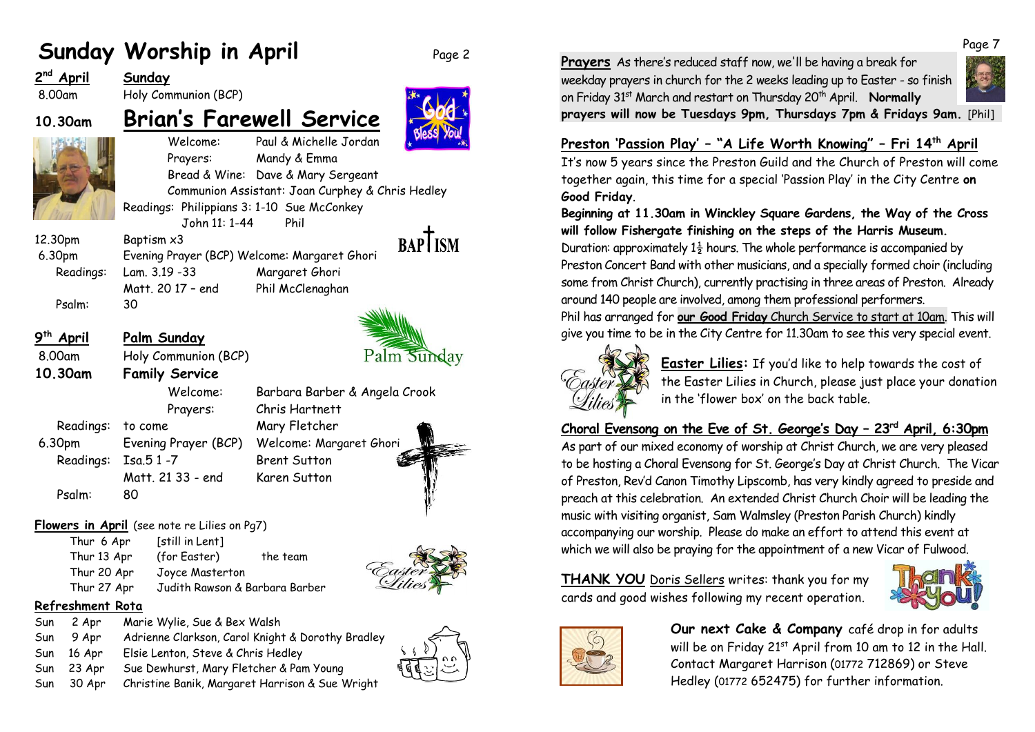# Sunday Worship in April

**2nd April** — **Sunday**

8.00am — Holy Communion (BCP)

**10.30am** — **Brian's Farewell Service**

- Welcome: Paul & Michelle Jordan
- Prayers: Mandy & Emma
- Bread & Wine: Dave & Mary Sergeant
- Communion Assistant: Joan Curphey & Chris Hedley

Readings: Philippians 3: 1-10 Sue McConkey
John 11: 1-44 Phil

12.30pm — Baptism x3

6.30pm — Evening Prayer (BCP) Welcome: Margaret Ghori

- Readings: Lam. 3.19 -33 — Margaret Ghori
- Matt. 20 17 – end — Phil McClenaghan
- Psalm: 30

**9th April** — **Palm Sunday**

8.00am — Holy Communion (BCP)

**10.30am** — **Family Service**

- Welcome: Barbara Barber & Angela Crook
- Prayers: Chris Hartnett
- Readings: to come — Mary Fletcher

6.30pm — Evening Prayer (BCP) — Welcome: Margaret Ghori

- Readings: Isa.5 1 -7 — Brent Sutton
- Matt. 21 33 - end — Karen Sutton
- Psalm: 80

**Flowers in April** (see note re Lilies on Pg7)

| | | |
|---|---|---|
| Thur 6 Apr | [still in Lent] | |
| Thur 13 Apr | (for Easter) | the team |
| Thur 20 Apr | Joyce Masterton | |
| Thur 27 Apr | Judith Rawson & Barbara Barber | |

**Refreshment Rota**

| | | |
|---|---|---|
| Sun | 2 Apr | Marie Wylie, Sue & Bex Walsh |
| Sun | 9 Apr | Adrienne Clarkson, Carol Knight & Dorothy Bradley |
| Sun | 16 Apr | Elsie Lenton, Steve & Chris Hedley |
| Sun | 23 Apr | Sue Dewhurst, Mary Fletcher & Pam Young |
| Sun | 30 Apr | Christine Banik, Margaret Harrison & Sue Wright |

**Prayers** As there's reduced staff now, we'll be having a break for weekday prayers in church for the 2 weeks leading up to Easter - so finish on Friday 31st March and restart on Thursday 20th April. **Normally prayers will now be Tuesdays 9pm, Thursdays 7pm & Fridays 9am.** [Phil]

## Preston 'Passion Play' – "A Life Worth Knowing" – Fri 14th April

It's now 5 years since the Preston Guild and the Church of Preston will come together again, this time for a special 'Passion Play' in the City Centre **on Good Friday**.

**Beginning at 11.30am in Winckley Square Gardens, the Way of the Cross will follow Fishergate finishing on the steps of the Harris Museum.** Duration: approximately 1½ hours. The whole performance is accompanied by Preston Concert Band with other musicians, and a specially formed choir (including some from Christ Church), currently practising in three areas of Preston. Already around 140 people are involved, among them professional performers.

Phil has arranged for **our Good Friday** Church Service to start at 10am. This will give you time to be in the City Centre for 11.30am to see this very special event.

**Easter Lilies:** If you'd like to help towards the cost of the Easter Lilies in Church, please just place your donation in the 'flower box' on the back table.

## Choral Evensong on the Eve of St. George's Day – 23rd April, 6:30pm

As part of our mixed economy of worship at Christ Church, we are very pleased to be hosting a Choral Evensong for St. George's Day at Christ Church. The Vicar of Preston, Rev'd Canon Timothy Lipscomb, has very kindly agreed to preside and preach at this celebration. An extended Christ Church Choir will be leading the music with visiting organist, Sam Walmsley (Preston Parish Church) kindly accompanying our worship. Please do make an effort to attend this event at which we will also be praying for the appointment of a new Vicar of Fulwood.

**THANK YOU** Doris Sellers writes: thank you for my cards and good wishes following my recent operation.

**Our next Cake & Company** café drop in for adults will be on Friday 21st April from 10 am to 12 in the Hall. Contact Margaret Harrison (01772 712869) or Steve Hedley (01772 652475) for further information.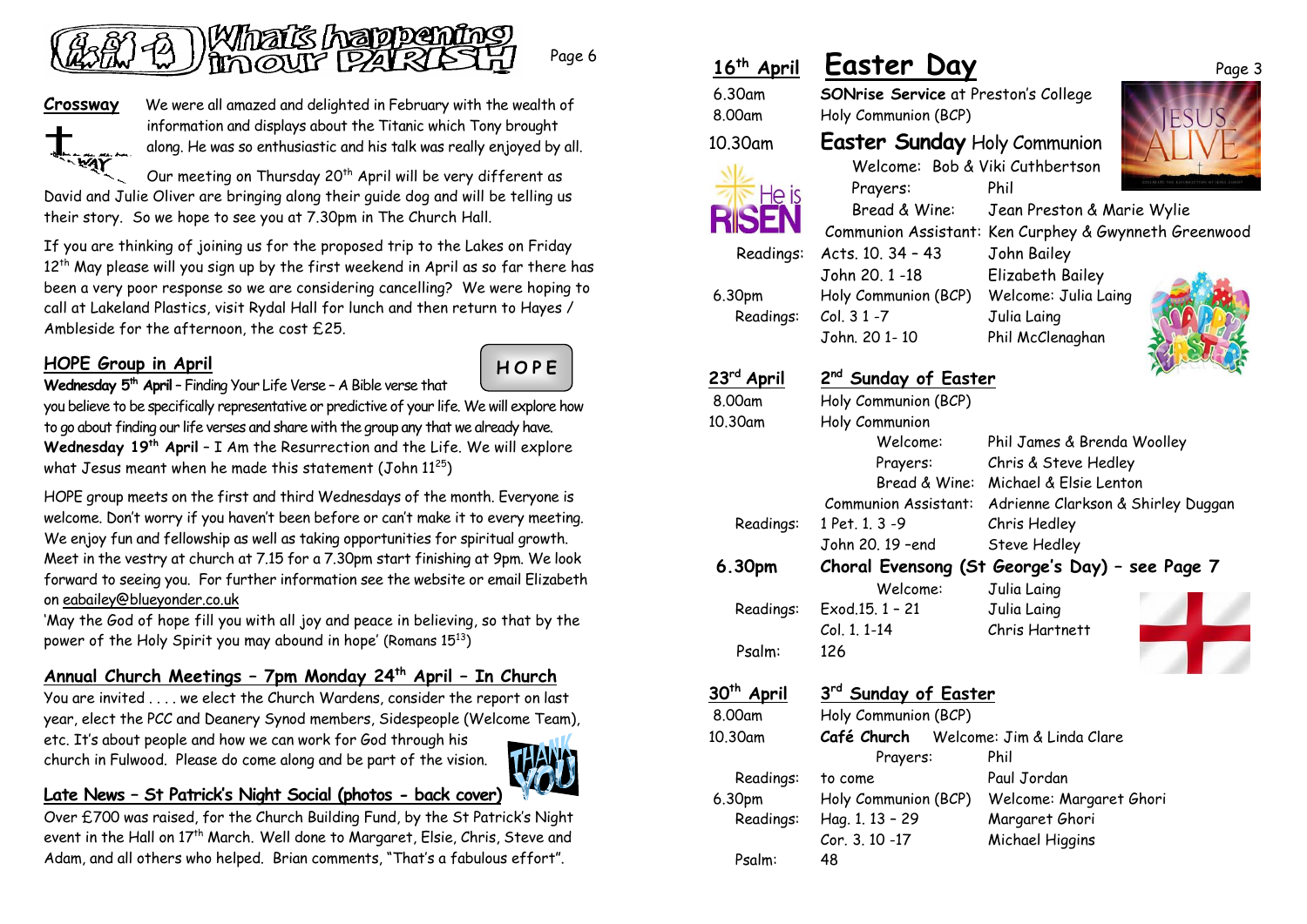# What's happening in our PARISH

## Crossway

We were all amazed and delighted in February with the wealth of information and displays about the Titanic which Tony brought along. He was so enthusiastic and his talk was really enjoyed by all.

Our meeting on Thursday 20th April will be very different as David and Julie Oliver are bringing along their guide dog and will be telling us their story. So we hope to see you at 7.30pm in The Church Hall.

If you are thinking of joining us for the proposed trip to the Lakes on Friday 12th May please will you sign up by the first weekend in April as so far there has been a very poor response so we are considering cancelling? We were hoping to call at Lakeland Plastics, visit Rydal Hall for lunch and then return to Hayes / Ambleside for the afternoon, the cost £25.

## HOPE Group in April

**Wednesday 5th April** – Finding Your Life Verse – A Bible verse that you believe to be specifically representative or predictive of your life. We will explore how to go about finding our life verses and share with the group any that we already have.

**Wednesday 19th April** – I Am the Resurrection and the Life. We will explore what Jesus meant when he made this statement (John 11[25])

HOPE group meets on the first and third Wednesdays of the month. Everyone is welcome. Don't worry if you haven't been before or can't make it to every meeting. We enjoy fun and fellowship as well as taking opportunities for spiritual growth. Meet in the vestry at church at 7.15 for a 7.30pm start finishing at 9pm. We look forward to seeing you. For further information see the website or email Elizabeth on eabailey@blueyonder.co.uk

'May the God of hope fill you with all joy and peace in believing, so that by the power of the Holy Spirit you may abound in hope' (Romans 15[13])

## Annual Church Meetings – 7pm Monday 24th April – In Church

You are invited . . . . we elect the Church Wardens, consider the report on last year, elect the PCC and Deanery Synod members, Sidespeople (Welcome Team), etc. It's about people and how we can work for God through his church in Fulwood. Please do come along and be part of the vision.

## Late News – St Patrick's Night Social (photos - back cover)

Over £700 was raised, for the Church Building Fund, by the St Patrick's Night event in the Hall on 17th March. Well done to Margaret, Elsie, Chris, Steve and Adam, and all others who helped. Brian comments, "That's a fabulous effort".

## 16th April — Easter Day

| | | |
|---|---|---|
| 6.30am | **SONrise Service** at Preston's College | |
| 8.00am | Holy Communion (BCP) | |
| 10.30am | **Easter Sunday** Holy Communion | |
| | Welcome: | Bob & Viki Cuthbertson |
| | Prayers: | Phil |
| | Bread & Wine: | Jean Preston & Marie Wylie |
| | Communion Assistant: | Ken Curphey & Gwynneth Greenwood |
| Readings: | Acts. 10. 34 – 43 | John Bailey |
| | John 20. 1 -18 | Elizabeth Bailey |
| 6.30pm | Holy Communion (BCP) | Welcome: Julia Laing |
| Readings: | Col. 3 1 -7 | Julia Laing |
| | John. 20 1- 10 | Phil McClenaghan |

## 23rd April — 2nd Sunday of Easter

| | | |
|---|---|---|
| 8.00am | Holy Communion (BCP) | |
| 10.30am | Holy Communion | |
| | Welcome: | Phil James & Brenda Woolley |
| | Prayers: | Chris & Steve Hedley |
| | Bread & Wine: | Michael & Elsie Lenton |
| | Communion Assistant: | Adrienne Clarkson & Shirley Duggan |
| Readings: | 1 Pet. 1. 3 -9 | Chris Hedley |
| | John 20. 19 –end | Steve Hedley |
| **6.30pm** | **Choral Evensong (St George's Day) – see Page 7** | |
| | Welcome: | Julia Laing |
| Readings: | Exod.15. 1 – 21 | Julia Laing |
| | Col. 1. 1-14 | Chris Hartnett |
| Psalm: | 126 | |

## 30th April — 3rd Sunday of Easter

| | | |
|---|---|---|
| 8.00am | Holy Communion (BCP) | |
| 10.30am | **Café Church** Welcome: Jim & Linda Clare | |
| | Prayers: | Phil |
| Readings: | to come | Paul Jordan |
| 6.30pm | Holy Communion (BCP) | Welcome: Margaret Ghori |
| Readings: | Hag. 1. 13 – 29 | Margaret Ghori |
| | Cor. 3. 10 -17 | Michael Higgins |
| Psalm: | 48 | |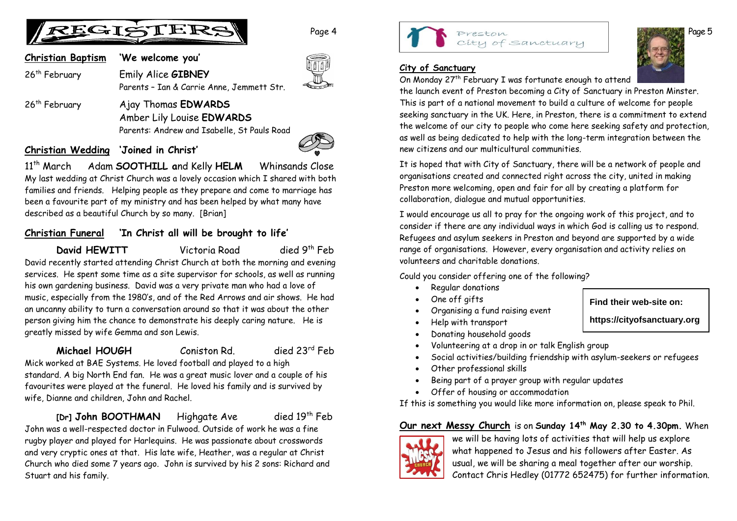# REGISTERS

## Christian Baptism 'We welcome you'

26th February — Emily Alice **GIBNEY**
Parents – Ian & Carrie Anne, Jemmett Str.

26th February — Ajay Thomas **EDWARDS**
Amber Lily Louise **EDWARDS**
Parents: Andrew and Isabelle, St Pauls Road

## Christian Wedding 'Joined in Christ'

11th March — Adam **SOOTHILL** and Kelly **HELM** — Whinsands Close

My last wedding at Christ Church was a lovely occasion which I shared with both families and friends. Helping people as they prepare and come to marriage has been a favourite part of my ministry and has been helped by what many have described as a beautiful Church by so many. [Brian]

## Christian Funeral 'In Christ all will be brought to life'

**David HEWITT** — Victoria Road — died 9th Feb

David recently started attending Christ Church at both the morning and evening services. He spent some time as a site supervisor for schools, as well as running his own gardening business. David was a very private man who had a love of music, especially from the 1980's, and of the Red Arrows and air shows. He had an uncanny ability to turn a conversation around so that it was about the other person giving him the chance to demonstrate his deeply caring nature. He is greatly missed by wife Gemma and son Lewis.

**Michael HOUGH** — Coniston Rd. — died 23rd Feb

Mick worked at BAE Systems. He loved football and played to a high standard. A big North End fan. He was a great music lover and a couple of his favourites were played at the funeral. He loved his family and is survived by wife, Dianne and children, John and Rachel.

**[Dr] John BOOTHMAN** — Highgate Ave — died 19th Feb

John was a well-respected doctor in Fulwood. Outside of work he was a fine rugby player and played for Harlequins. He was passionate about crosswords and very cryptic ones at that. His late wife, Heather, was a regular at Christ Church who died some 7 years ago. John is survived by his 2 sons: Richard and Stuart and his family.

Preston City of Sanctuary

## City of Sanctuary

On Monday 27th February I was fortunate enough to attend the launch event of Preston becoming a City of Sanctuary in Preston Minster. This is part of a national movement to build a culture of welcome for people seeking sanctuary in the UK. Here, in Preston, there is a commitment to extend the welcome of our city to people who come here seeking safety and protection, as well as being dedicated to help with the long-term integration between the new citizens and our multicultural communities.

It is hoped that with City of Sanctuary, there will be a network of people and organisations created and connected right across the city, united in making Preston more welcoming, open and fair for all by creating a platform for collaboration, dialogue and mutual opportunities.

I would encourage us all to pray for the ongoing work of this project, and to consider if there are any individual ways in which God is calling us to respond. Refugees and asylum seekers in Preston and beyond are supported by a wide range of organisations. However, every organisation and activity relies on volunteers and charitable donations.

Could you consider offering one of the following?

- Regular donations
- One off gifts
- Organising a fund raising event
- Help with transport
- Donating household goods
- Volunteering at a drop in or talk English group
- Social activities/building friendship with asylum-seekers or refugees
- Other professional skills
- Being part of a prayer group with regular updates
- Offer of housing or accommodation

**Find their web-site on:**

**https://cityofsanctuary.org**

If this is something you would like more information on, please speak to Phil.

**Our next Messy Church** is on **Sunday 14th May 2.30 to 4.30pm.** When we will be having lots of activities that will help us explore what happened to Jesus and his followers after Easter. As usual, we will be sharing a meal together after our worship. Contact Chris Hedley (01772 652475) for further information.